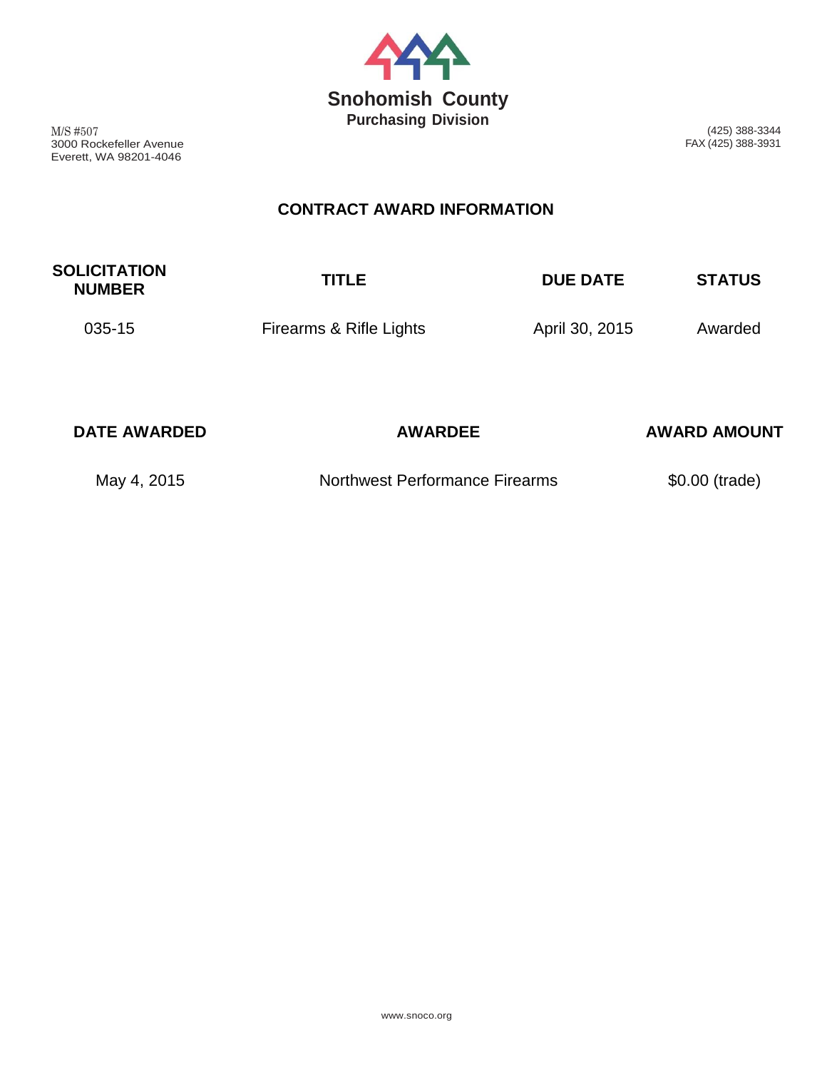# Snohomish County
## Purchasing Division

M/S #507
3000 Rockefeller Avenue
Everett, WA 98201-4046

(425) 388-3344
FAX (425) 388-3931

## CONTRACT AWARD INFORMATION

| SOLICITATION NUMBER | TITLE | DUE DATE | STATUS |
| --- | --- | --- | --- |
| 035-15 | Firearms & Rifle Lights | April 30, 2015 | Awarded |

| DATE AWARDED | AWARDEE | AWARD AMOUNT |
| --- | --- | --- |
| May 4, 2015 | Northwest Performance Firearms | $0.00 (trade) |

www.snoco.org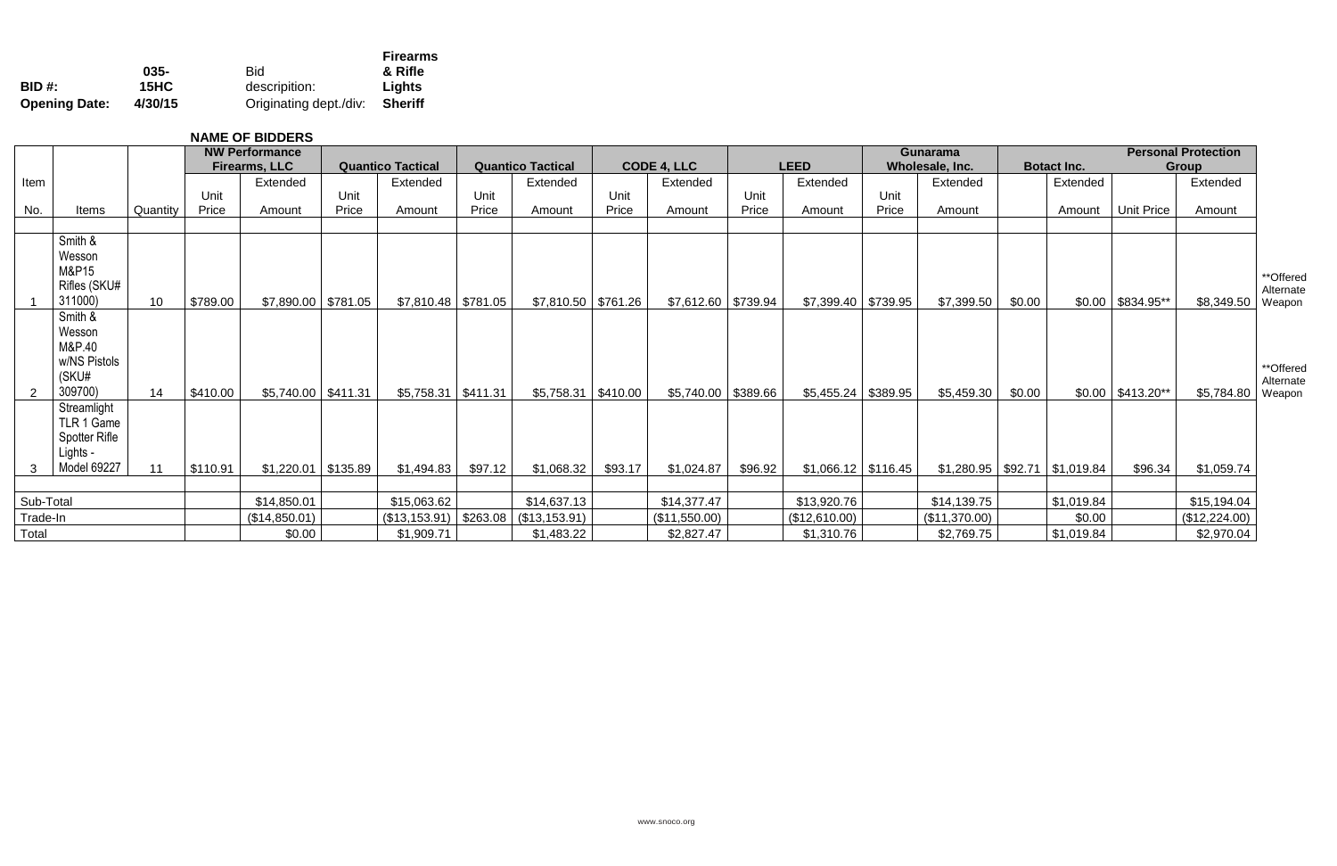| | | | |
|---|---|---|---|
| **BID #:** | **035-15HC** | Bid descripition: | **Firearms & Rifle Lights** |
| **Opening Date:** | **4/30/15** | Originating dept./div: | **Sheriff** |

**NAME OF BIDDERS**

| | | | **NW Performance Firearms, LLC** | | **Quantico Tactical** | | **Quantico Tactical** | | **CODE 4, LLC** | | **LEED** | | **Gunarama Wholesale, Inc.** | | **Botact Inc.** | | **Personal Protection Group** | | |
|---|---|---|---|---|---|---|---|---|---|---|---|---|---|---|---|---|---|---|---|
| Item No. | Items | Quantity | Unit Price | Extended Amount | Unit Price | Extended Amount | Unit Price | Extended Amount | Unit Price | Extended Amount | Unit Price | Extended Amount | Unit Price | Extended Amount | | Extended Amount | Unit Price | Extended Amount | |
| 1 | Smith & Wesson M&P15 Rifles (SKU# 311000) | 10 | $789.00 | $7,890.00 | $781.05 | $7,810.48 | $781.05 | $7,810.50 | $761.26 | $7,612.60 | $739.94 | $7,399.40 | $739.95 | $7,399.50 | $0.00 | $0.00 | $834.95** | $8,349.50 | **Offered Alternate Weapon |
| 2 | Smith & Wesson M&P.40 w/NS Pistols (SKU# 309700) | 14 | $410.00 | $5,740.00 | $411.31 | $5,758.31 | $411.31 | $5,758.31 | $410.00 | $5,740.00 | $389.66 | $5,455.24 | $389.95 | $5,459.30 | $0.00 | $0.00 | $413.20** | $5,784.80 | **Offered Alternate Weapon |
| 3 | Streamlight TLR 1 Game Spotter Rifle Lights - Model 69227 | 11 | $110.91 | $1,220.01 | $135.89 | $1,494.83 | $97.12 | $1,068.32 | $93.17 | $1,024.87 | $96.92 | $1,066.12 | $116.45 | $1,280.95 | $92.71 | $1,019.84 | $96.34 | $1,059.74 | |
| Sub-Total | | | | $14,850.01 | | $15,063.62 | | $14,637.13 | | $14,377.47 | | $13,920.76 | | $14,139.75 | | $1,019.84 | | $15,194.04 | |
| Trade-In | | | | ($14,850.01) | | ($13,153.91) | $263.08 | ($13,153.91) | | ($11,550.00) | | ($12,610.00) | | ($11,370.00) | | $0.00 | | ($12,224.00) | |
| Total | | | | $0.00 | | $1,909.71 | | $1,483.22 | | $2,827.47 | | $1,310.76 | | $2,769.75 | | $1,019.84 | | $2,970.04 | |

www.snoco.org